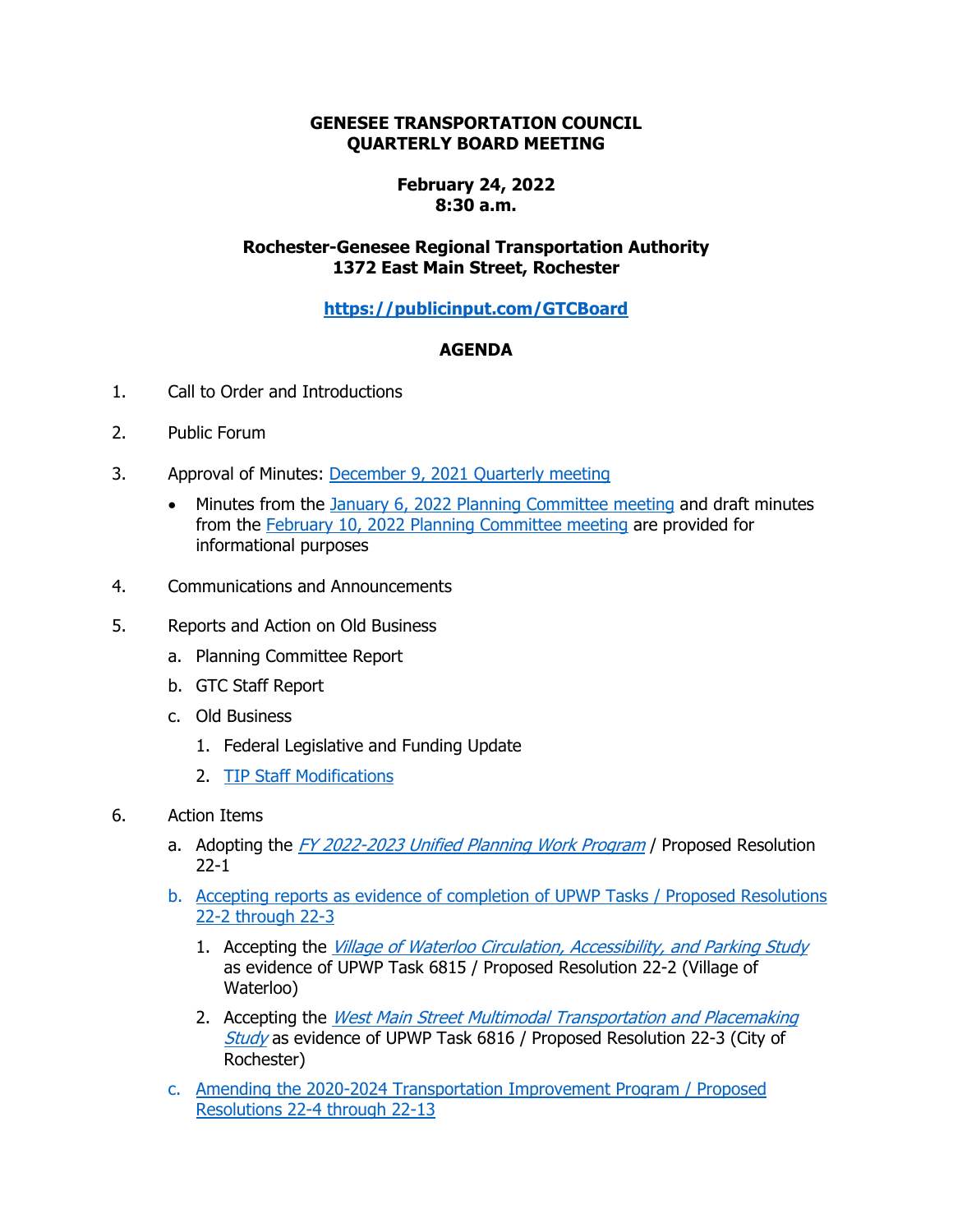# GENESEE TRANSPORTATION COUNCIL
# QUARTERLY BOARD MEETING

**February 24, 2022**
**8:30 a.m.**

**Rochester-Genesee Regional Transportation Authority**
**1372 East Main Street, Rochester**

**https://publicinput.com/GTCBoard**

## AGENDA

1. Call to Order and Introductions

2. Public Forum

3. Approval of Minutes: December 9, 2021 Quarterly meeting

   - Minutes from the January 6, 2022 Planning Committee meeting and draft minutes from the February 10, 2022 Planning Committee meeting are provided for informational purposes

4. Communications and Announcements

5. Reports and Action on Old Business

   a. Planning Committee Report

   b. GTC Staff Report

   c. Old Business

      1. Federal Legislative and Funding Update

      2. TIP Staff Modifications

6. Action Items

   a. Adopting the *FY 2022-2023 Unified Planning Work Program* / Proposed Resolution 22-1

   b. Accepting reports as evidence of completion of UPWP Tasks / Proposed Resolutions 22-2 through 22-3

      1. Accepting the *Village of Waterloo Circulation, Accessibility, and Parking Study* as evidence of UPWP Task 6815 / Proposed Resolution 22-2 (Village of Waterloo)

      2. Accepting the *West Main Street Multimodal Transportation and Placemaking Study* as evidence of UPWP Task 6816 / Proposed Resolution 22-3 (City of Rochester)

   c. Amending the 2020-2024 Transportation Improvement Program / Proposed Resolutions 22-4 through 22-13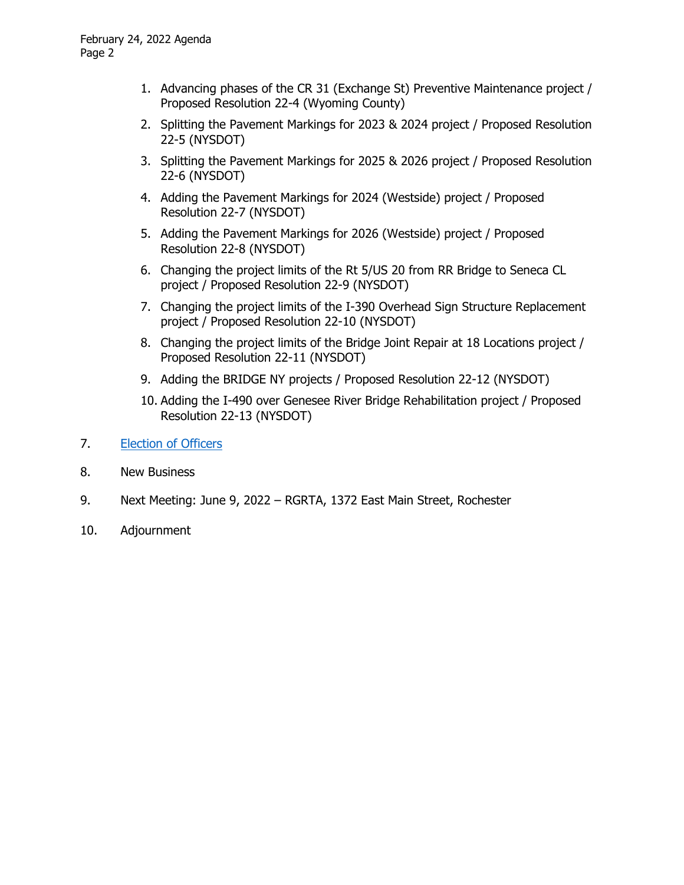1. Advancing phases of the CR 31 (Exchange St) Preventive Maintenance project / Proposed Resolution 22-4 (Wyoming County)
2. Splitting the Pavement Markings for 2023 & 2024 project / Proposed Resolution 22-5 (NYSDOT)
3. Splitting the Pavement Markings for 2025 & 2026 project / Proposed Resolution 22-6 (NYSDOT)
4. Adding the Pavement Markings for 2024 (Westside) project / Proposed Resolution 22-7 (NYSDOT)
5. Adding the Pavement Markings for 2026 (Westside) project / Proposed Resolution 22-8 (NYSDOT)
6. Changing the project limits of the Rt 5/US 20 from RR Bridge to Seneca CL project / Proposed Resolution 22-9 (NYSDOT)
7. Changing the project limits of the I-390 Overhead Sign Structure Replacement project / Proposed Resolution 22-10 (NYSDOT)
8. Changing the project limits of the Bridge Joint Repair at 18 Locations project / Proposed Resolution 22-11 (NYSDOT)
9. Adding the BRIDGE NY projects / Proposed Resolution 22-12 (NYSDOT)
10. Adding the I-490 over Genesee River Bridge Rehabilitation project / Proposed Resolution 22-13 (NYSDOT)

7. Election of Officers

8. New Business

9. Next Meeting: June 9, 2022 – RGRTA, 1372 East Main Street, Rochester

10. Adjournment